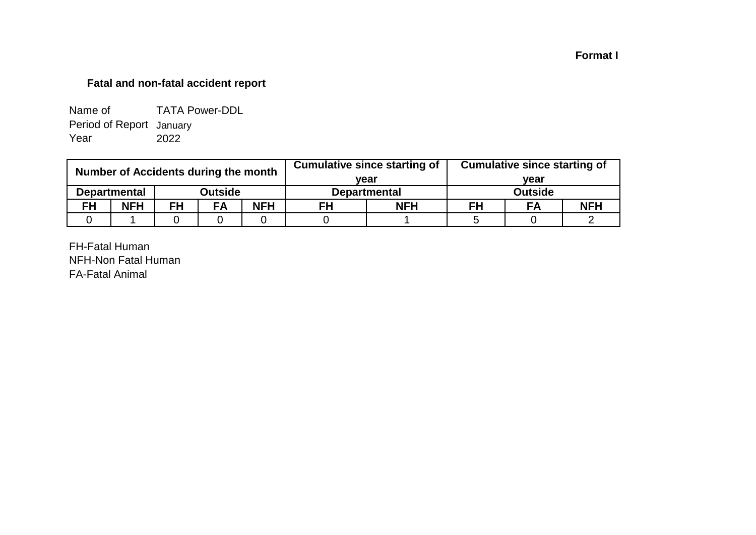**Format I**

**Fatal and non-fatal accident report**

Name of TATA Power-DDL
Period of Report January
Year 2022

| Number of Accidents during the month | | | | | Cumulative since starting of year | | Cumulative since starting of year | | |
|---|---|---|---|---|---|---|---|---|---|
| Departmental | | Outside | | | Departmental | | Outside | | |
| FH | NFH | FH | FA | NFH | FH | NFH | FH | FA | NFH |
| 0 | 1 | 0 | 0 | 0 | 0 | 1 | 5 | 0 | 2 |

FH-Fatal Human
NFH-Non Fatal Human
FA-Fatal Animal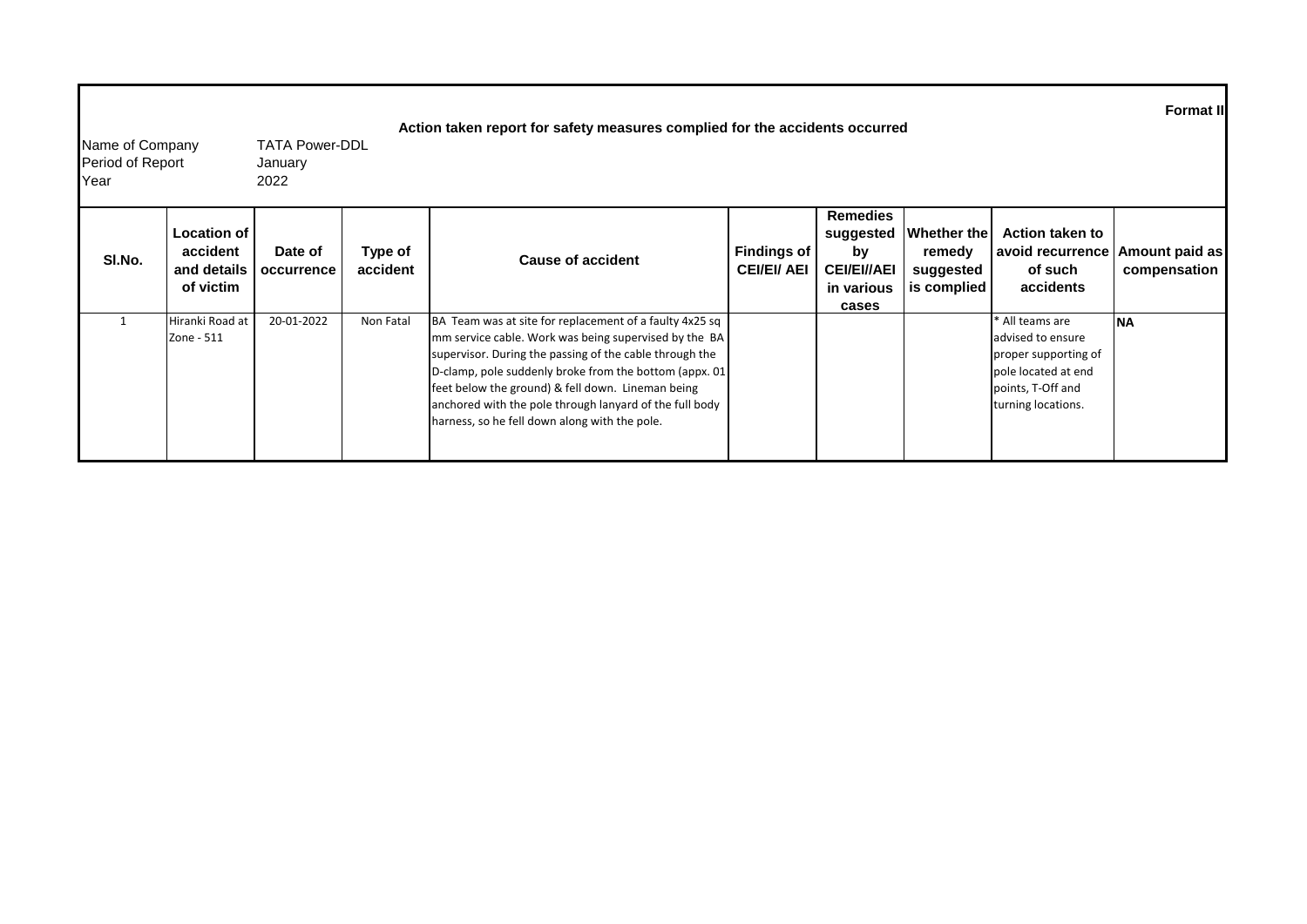**Format II**

**Action taken report for safety measures complied for the accidents occurred**

Name of Company TATA Power-DDL
Period of Report January
Year 2022

| Sl.No. | Location of accident and details of victim | Date of occurrence | Type of accident | Cause of accident | Findings of CEI/EI/ AEI | Remedies suggested by CEI/EI//AEI in various cases | Whether the remedy suggested is complied | Action taken to avoid recurrence of such accidents | Amount paid as compensation |
|---|---|---|---|---|---|---|---|---|---|
| 1 | Hiranki Road at Zone - 511 | 20-01-2022 | Non Fatal | BA Team was at site for replacement of a faulty 4x25 sq mm service cable. Work was being supervised by the BA supervisor. During the passing of the cable through the D-clamp, pole suddenly broke from the bottom (appx. 01 feet below the ground) & fell down. Lineman being anchored with the pole through lanyard of the full body harness, so he fell down along with the pole. | | | | * All teams are advised to ensure proper supporting of pole located at end points, T-Off and turning locations. | NA |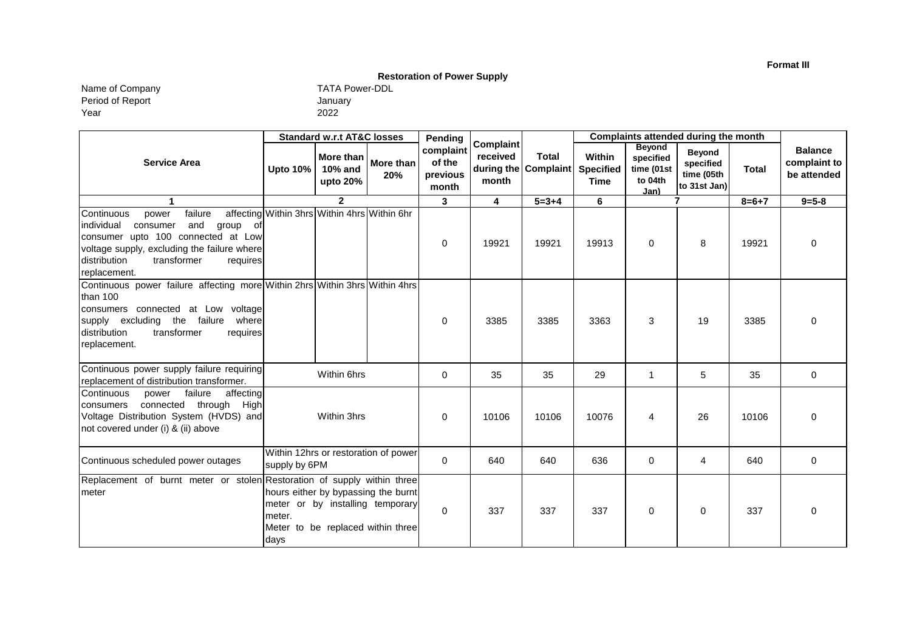**Format III**

**Restoration of Power Supply**

Name of Company: TATA Power-DDL

Period of Report: January

Year: 2022

| Service Area | Standard w.r.t AT&C losses | | | Pending complaint of the previous month | Complaint received during the month | Total Complaint | Complaints attended during the month | | | | Balance complaint to be attended |
|---|---|---|---|---|---|---|---|---|---|---|---|
| | Upto 10% | More than 10% and upto 20% | More than 20% | | | | Within Specified Time | Beyond specified time (01st to 04th Jan) | Beyond specified time (05th to 31st Jan) | Total | |
| 1 | 2 | | | 3 | 4 | 5=3+4 | 6 | 7 | | 8=6+7 | 9=5-8 |
| Continuous power failure affecting individual consumer and group of consumer upto 100 connected at Low voltage supply, excluding the failure where distribution transformer requires replacement. | Within 3hrs | Within 4hrs | Within 6hr | 0 | 19921 | 19921 | 19913 | 0 | 8 | 19921 | 0 |
| Continuous power failure affecting more than 100 consumers connected at Low voltage supply excluding the failure where distribution transformer requires replacement. | Within 2hrs | Within 3hrs | Within 4hrs | 0 | 3385 | 3385 | 3363 | 3 | 19 | 3385 | 0 |
| Continuous power supply failure requiring replacement of distribution transformer. | Within 6hrs | | | 0 | 35 | 35 | 29 | 1 | 5 | 35 | 0 |
| Continuous power failure affecting consumers connected through High Voltage Distribution System (HVDS) and not covered under (i) & (ii) above | Within 3hrs | | | 0 | 10106 | 10106 | 10076 | 4 | 26 | 10106 | 0 |
| Continuous scheduled power outages | Within 12hrs or restoration of power supply by 6PM | | | 0 | 640 | 640 | 636 | 0 | 4 | 640 | 0 |
| Replacement of burnt meter or stolen meter | Restoration of supply within three hours either by bypassing the burnt meter or by installing temporary meter. Meter to be replaced within three days | | | 0 | 337 | 337 | 337 | 0 | 0 | 337 | 0 |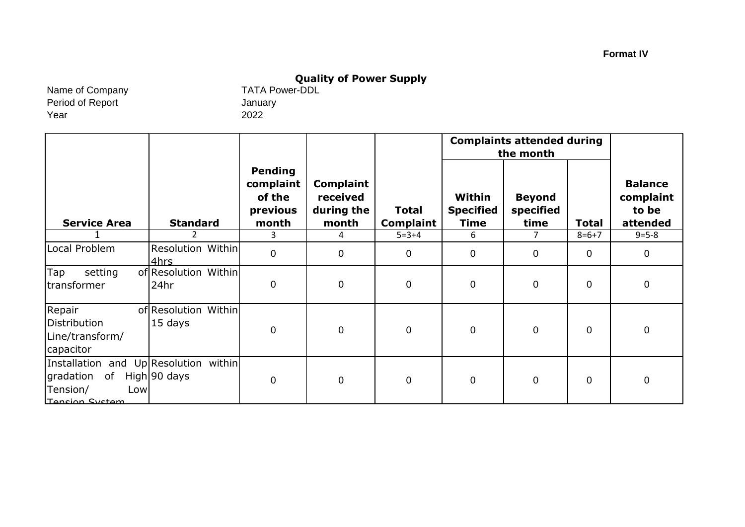**Format IV**

# Quality of Power Supply

Name of Company TATA Power-DDL
Period of Report January
Year 2022

| Service Area | Standard | Pending complaint of the previous month | Complaint received during the month | Total Complaint | Complaints attended during the month | | | Balance complaint to be attended |
|---|---|---|---|---|---|---|---|---|
| | | | | | Within Specified Time | Beyond specified time | Total | |
| 1 | 2 | 3 | 4 | 5=3+4 | 6 | 7 | 8=6+7 | 9=5-8 |
| Local Problem | Resolution Within 4hrs | 0 | 0 | 0 | 0 | 0 | 0 | 0 |
| Tap setting of transformer | Resolution Within 24hr | 0 | 0 | 0 | 0 | 0 | 0 | 0 |
| Repair of Distribution Line/transform/ capacitor | Resolution Within 15 days | 0 | 0 | 0 | 0 | 0 | 0 | 0 |
| Installation and Up gradation of High Tension/ Low Tension System | Resolution within 90 days | 0 | 0 | 0 | 0 | 0 | 0 | 0 |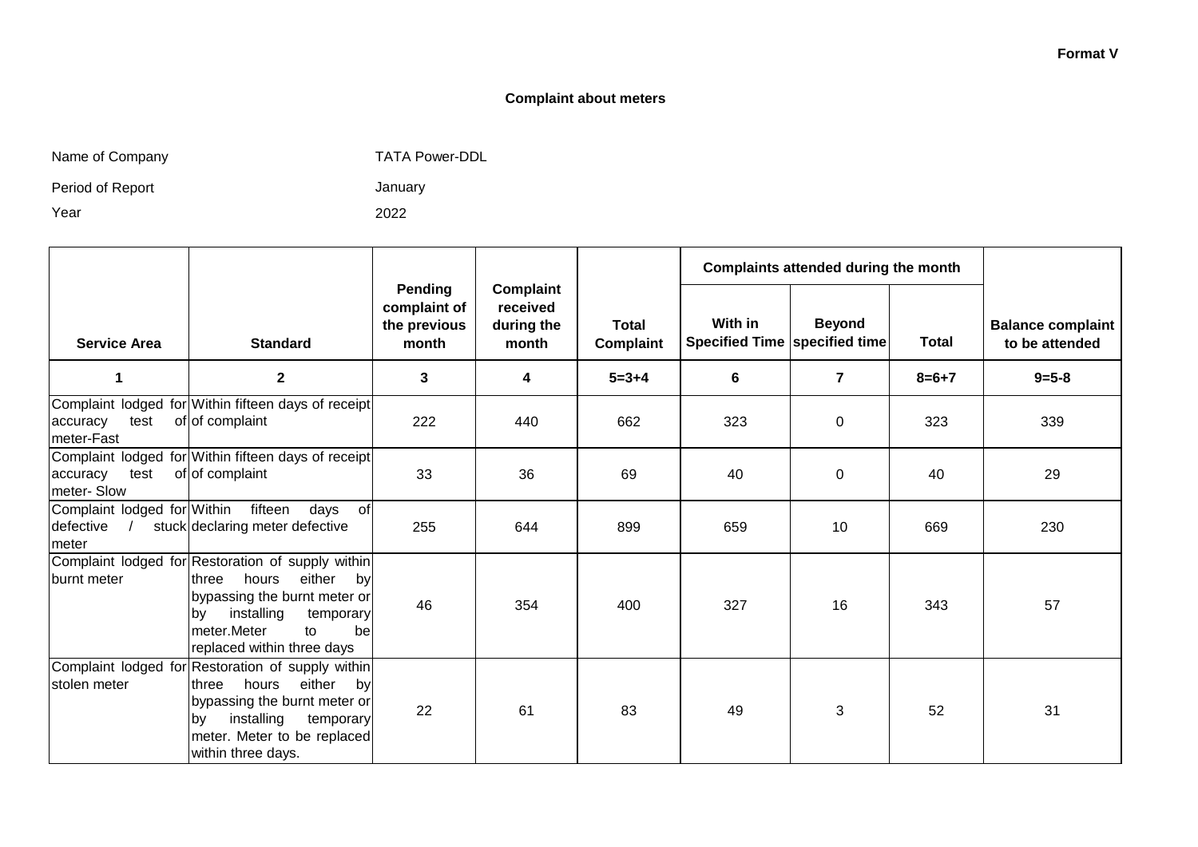**Format V**

## Complaint about meters

Name of Company: TATA Power-DDL

Period of Report: January

Year: 2022

| Service Area | Standard | Pending complaint of the previous month | Complaint received during the month | Total Complaint | Complaints attended during the month | | | Balance complaint to be attended |
|---|---|---|---|---|---|---|---|---|
| | | | | | With in Specified Time | Beyond specified time | Total | |
| 1 | 2 | 3 | 4 | 5=3+4 | 6 | 7 | 8=6+7 | 9=5-8 |
| Complaint lodged for accuracy test of meter-Fast | Within fifteen days of receipt of complaint | 222 | 440 | 662 | 323 | 0 | 323 | 339 |
| Complaint lodged for accuracy test of meter- Slow | Within fifteen days of receipt of complaint | 33 | 36 | 69 | 40 | 0 | 40 | 29 |
| Complaint lodged for defective / stuck meter | Within fifteen days of declaring meter defective | 255 | 644 | 899 | 659 | 10 | 669 | 230 |
| Complaint lodged for burnt meter | Restoration of supply within three hours either by bypassing the burnt meter or by installing temporary meter.Meter to be replaced within three days | 46 | 354 | 400 | 327 | 16 | 343 | 57 |
| Complaint lodged for stolen meter | Restoration of supply within three hours either by bypassing the burnt meter or by installing temporary meter. Meter to be replaced within three days. | 22 | 61 | 83 | 49 | 3 | 52 | 31 |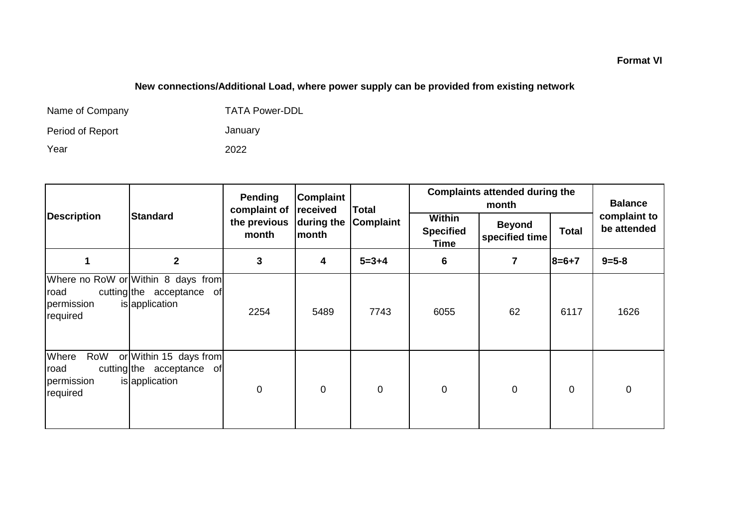**Format VI**

## New connections/Additional Load, where power supply can be provided from existing network

Name of Company: TATA Power-DDL

Period of Report: January

Year: 2022

| Description | Standard | Pending complaint of the previous month | Complaint received during the month | Total Complaint | Complaints attended during the month | | | Balance complaint to be attended |
|---|---|---|---|---|---|---|---|---|
| | | | | | Within Specified Time | Beyond specified time | Total | |
| 1 | 2 | 3 | 4 | 5=3+4 | 6 | 7 | 8=6+7 | 9=5-8 |
| Where no RoW or road cutting permission is required | Within 8 days from the acceptance of application | 2254 | 5489 | 7743 | 6055 | 62 | 6117 | 1626 |
| Where RoW or road cutting permission is required | Within 15 days from the acceptance of application | 0 | 0 | 0 | 0 | 0 | 0 | 0 |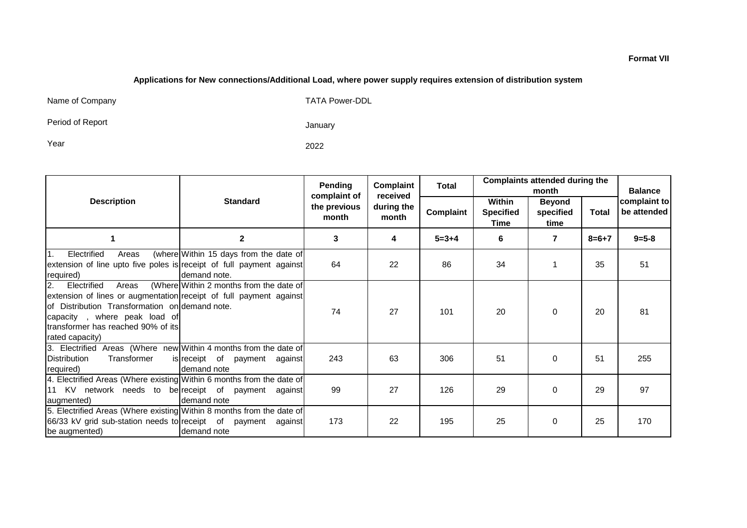**Format VII**

**Applications for New connections/Additional Load, where power supply requires extension of distribution system**

Name of Company TATA Power-DDL

Period of Report January

Year 2022

| Description | Standard | Pending complaint of the previous month | Complaint received during the month | Total | Complaints attended during the month | | | Balance complaint to be attended |
|---|---|---|---|---|---|---|---|---|
| | | | | Complaint | Within Specified Time | Beyond specified time | Total | |
| 1 | 2 | 3 | 4 | 5=3+4 | 6 | 7 | 8=6+7 | 9=5-8 |
| 1. Electrified Areas (where extension of line upto five poles is required) | Within 15 days from the date of receipt of full payment against demand note. | 64 | 22 | 86 | 34 | 1 | 35 | 51 |
| 2. Electrified Areas (Where extension of lines or augmentation of Distribution Transformation on capacity , where peak load of transformer has reached 90% of its rated capacity) | Within 2 months from the date of receipt of full payment against demand note. | 74 | 27 | 101 | 20 | 0 | 20 | 81 |
| 3. Electrified Areas (Where new Distribution Transformer is required) | Within 4 months from the date of receipt of payment against demand note | 243 | 63 | 306 | 51 | 0 | 51 | 255 |
| 4. Electrified Areas (Where existing 11 KV network needs to be augmented) | Within 6 months from the date of receipt of payment against demand note | 99 | 27 | 126 | 29 | 0 | 29 | 97 |
| 5. Electrified Areas (Where existing 66/33 kV grid sub-station needs to be augmented) | Within 8 months from the date of receipt of payment against demand note | 173 | 22 | 195 | 25 | 0 | 25 | 170 |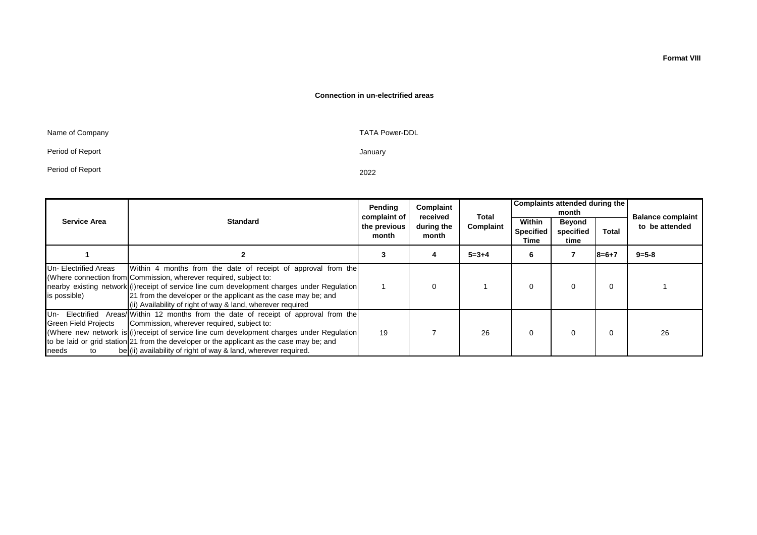**Format VIII**

**Connection in un-electrified areas**

Name of Company TATA Power-DDL

Period of Report January

Period of Report 2022

| Service Area | Standard | Pending complaint of the previous month | Complaint received during the month | Total Complaint | Complaints attended during the month | | | Balance complaint to be attended |
|---|---|---|---|---|---|---|---|---|
| | | | | | Within Specified Time | Beyond specified time | Total | |
| 1 | 2 | 3 | 4 | 5=3+4 | 6 | 7 | 8=6+7 | 9=5-8 |
| Un- Electrified Areas (Where connection from nearby existing network is possible) | Within 4 months from the date of receipt of approval from the Commission, wherever required, subject to: (i)receipt of service line cum development charges under Regulation 21 from the developer or the applicant as the case may be; and (ii) Availability of right of way & land, wherever required | 1 | 0 | 1 | 0 | 0 | 0 | 1 |
| Un- Electrified Areas/ Green Field Projects (Where new network is to be laid or grid station needs to be | Within 12 months from the date of receipt of approval from the Commission, wherever required, subject to: (i)receipt of service line cum development charges under Regulation 21 from the developer or the applicant as the case may be; and (ii) availability of right of way & land, wherever required. | 19 | 7 | 26 | 0 | 0 | 0 | 26 |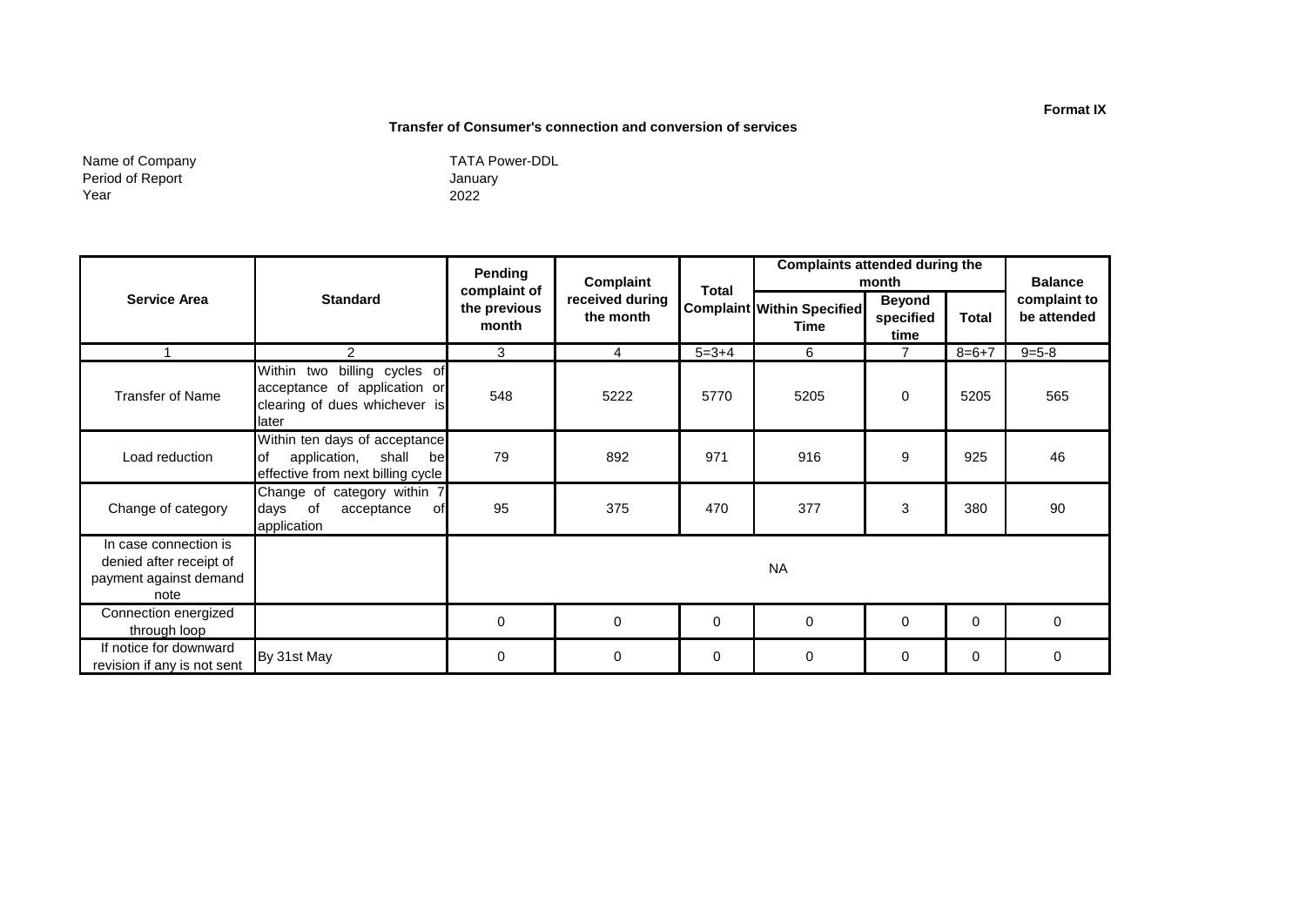Format IX

**Transfer of Consumer's connection and conversion of services**

Name of Company: TATA Power-DDL
Period of Report: January
Year: 2022

| Service Area | Standard | Pending complaint of the previous month | Complaint received during the month | Total Complaint | Complaints attended during the month | | | Balance complaint to be attended |
|---|---|---|---|---|---|---|---|---|
| | | | | | Within Specified Time | Beyond specified time | Total | |
| 1 | 2 | 3 | 4 | 5=3+4 | 6 | 7 | 8=6+7 | 9=5-8 |
| Transfer of Name | Within two billing cycles of acceptance of application or clearing of dues whichever is later | 548 | 5222 | 5770 | 5205 | 0 | 5205 | 565 |
| Load reduction | Within ten days of acceptance of application, shall be effective from next billing cycle | 79 | 892 | 971 | 916 | 9 | 925 | 46 |
| Change of category | Change of category within 7 days of acceptance of application | 95 | 375 | 470 | 377 | 3 | 380 | 90 |
| In case connection is denied after receipt of payment against demand note | | NA | | | | | | |
| Connection energized through loop | | 0 | 0 | 0 | 0 | 0 | 0 | 0 |
| If notice for downward revision if any is not sent | By 31st May | 0 | 0 | 0 | 0 | 0 | 0 | 0 |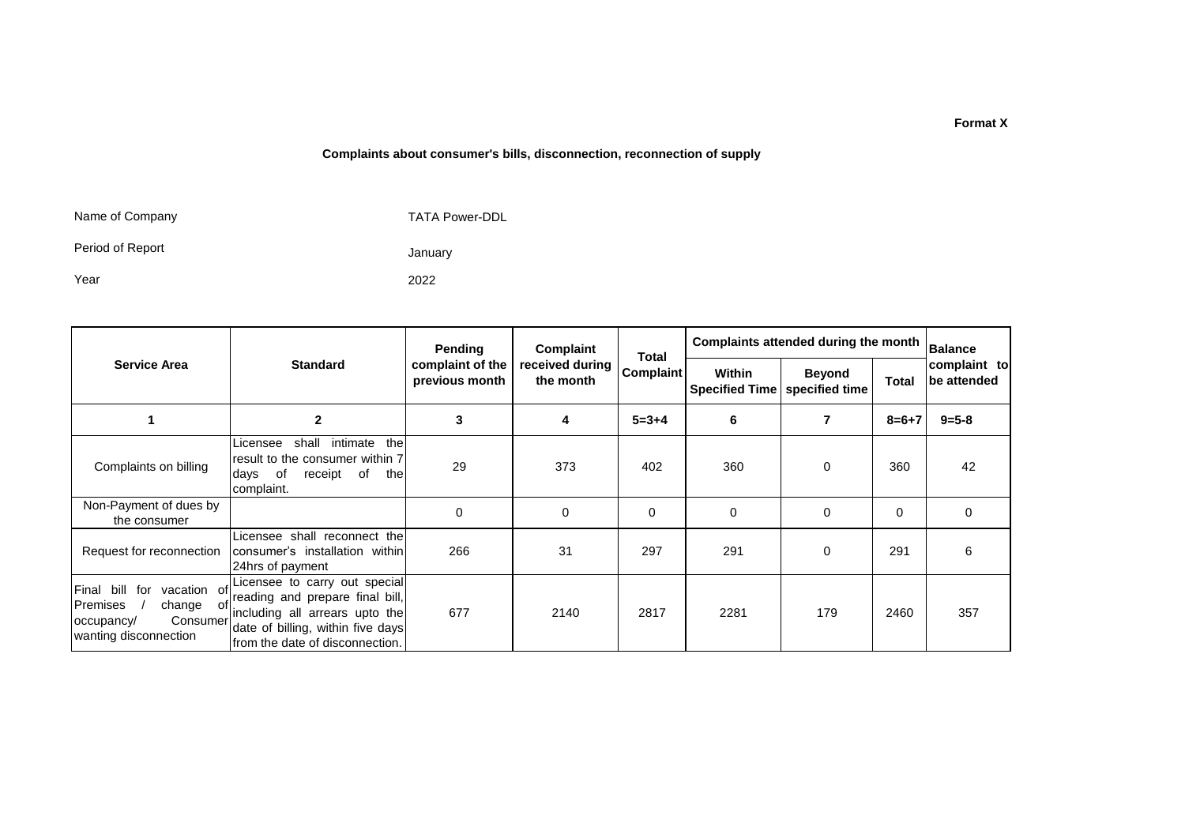**Format X**

**Complaints about consumer's bills, disconnection, reconnection of supply**

Name of Company TATA Power-DDL

Period of Report January

Year 2022

| Service Area | Standard | Pending complaint of the previous month | Complaint received during the month | Total Complaint | Complaints attended during the month | | | Balance complaint to be attended |
|---|---|---|---|---|---|---|---|---|
| | | | | | Within Specified Time | Beyond specified time | Total | |
| 1 | 2 | 3 | 4 | 5=3+4 | 6 | 7 | 8=6+7 | 9=5-8 |
| Complaints on billing | Licensee shall intimate the result to the consumer within 7 days of receipt of the complaint. | 29 | 373 | 402 | 360 | 0 | 360 | 42 |
| Non-Payment of dues by the consumer | | 0 | 0 | 0 | 0 | 0 | 0 | 0 |
| Request for reconnection | Licensee shall reconnect the consumer's installation within 24hrs of payment | 266 | 31 | 297 | 291 | 0 | 291 | 6 |
| Final bill for vacation of Premises / change of occupancy/ Consumer wanting disconnection | Licensee to carry out special reading and prepare final bill, including all arrears upto the date of billing, within five days from the date of disconnection. | 677 | 2140 | 2817 | 2281 | 179 | 2460 | 357 |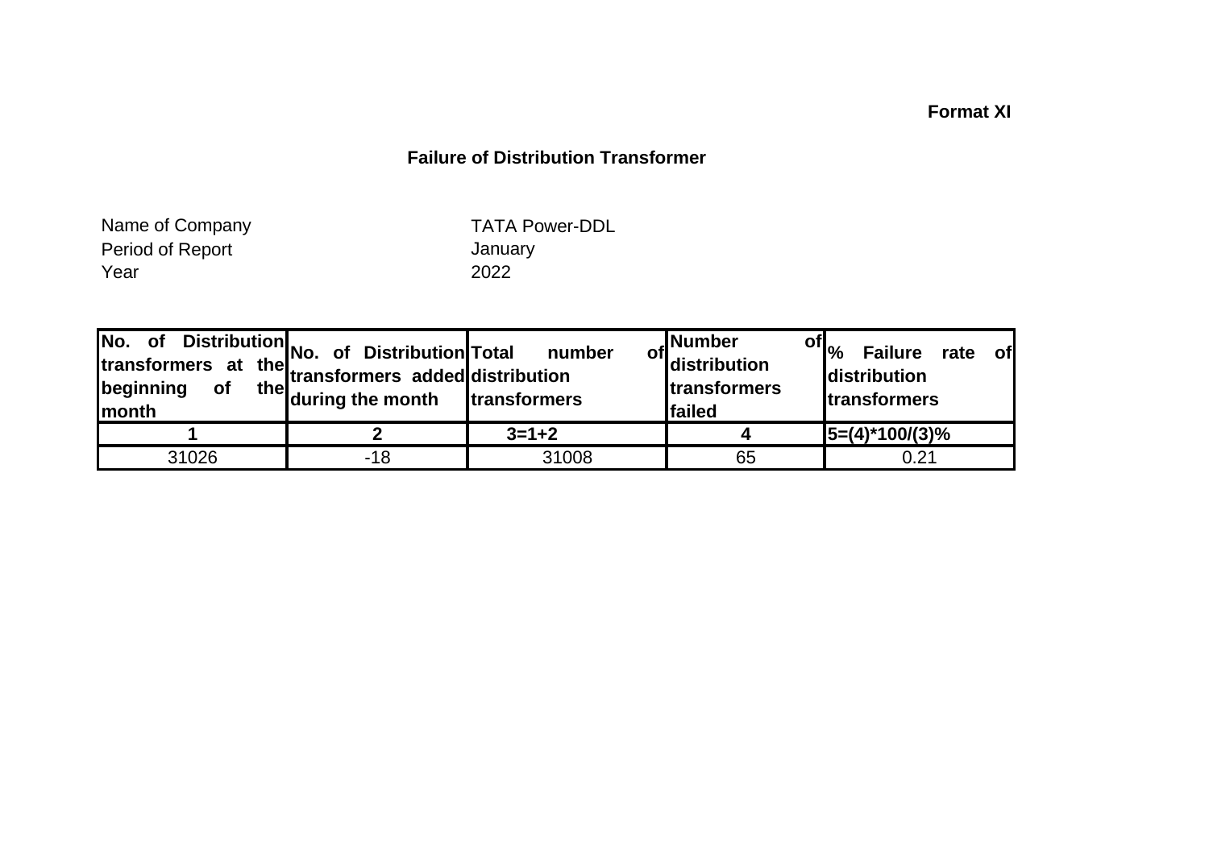**Format XI**

## Failure of Distribution Transformer

Name of Company TATA Power-DDL
Period of Report January
Year 2022

| No. of Distribution transformers at the beginning of the month | No. of Distribution transformers added during the month | Total number of distribution transformers | Number of distribution transformers failed | % Failure rate of distribution transformers |
|---|---|---|---|---|
| **1** | **2** | **3=1+2** | **4** | **5=(4)*100/(3)%** |
| 31026 | -18 | 31008 | 65 | 0.21 |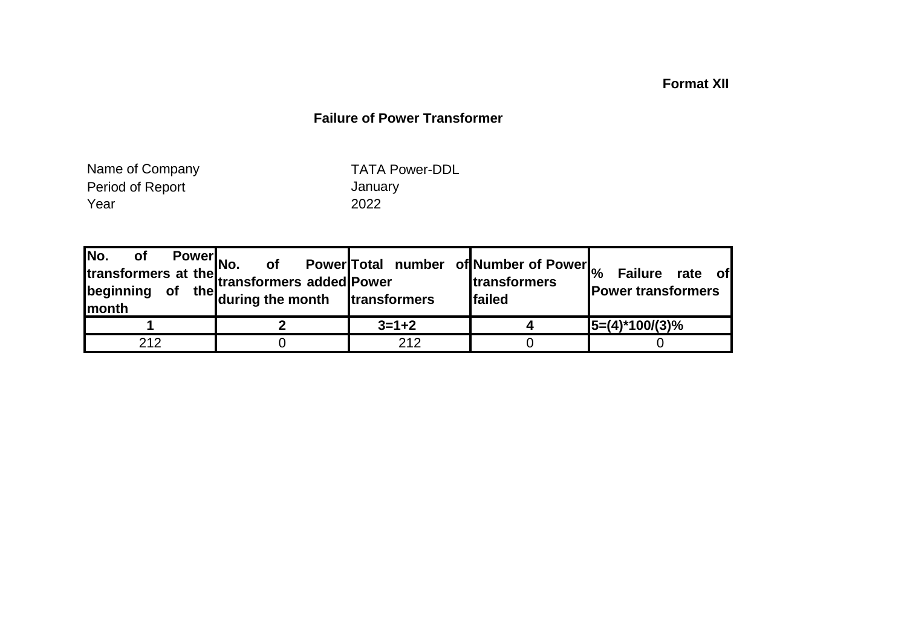**Format XII**

## Failure of Power Transformer

Name of Company TATA Power-DDL
Period of Report January
Year 2022

| No. of Power transformers at the beginning of the month | No. of Power transformers added during the month | Total number of Power transformers | Number of Power transformers failed | % Failure rate of Power transformers |
|---|---|---|---|---|
| 1 | 2 | 3=1+2 | 4 | 5=(4)*100/(3)% |
| 212 | 0 | 212 | 0 | 0 |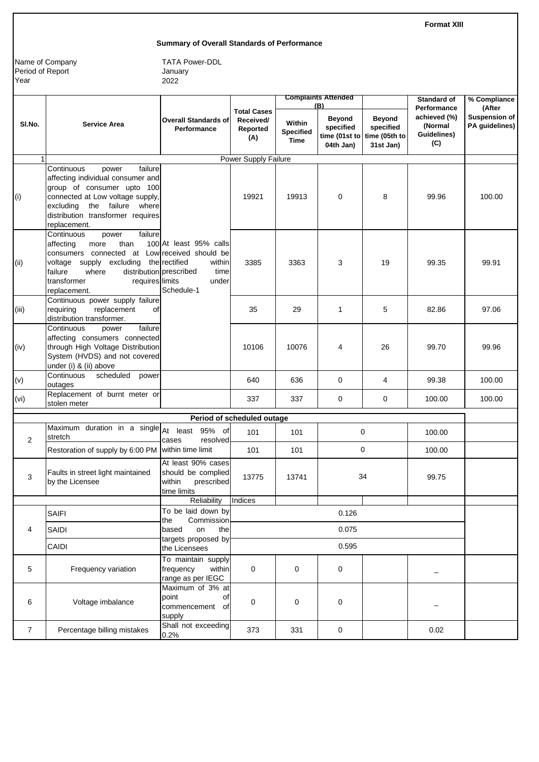Format XIII

## Summary of Overall Standards of Performance

Name of Company: TATA Power-DDL
Period of Report: January
Year: 2022

| Sl.No. | Service Area | Overall Standards of Performance | Total Cases Received/ Reported (A) | Complaints Attended (B) | | | Standard of Performance achieved (%) (Normal Guidelines) (C) | % Compliance (After Suspension of PA guidelines) |
|---|---|---|---|---|---|---|---|---|
| | | | | Within Specified Time | Beyond specified time (01st to 04th Jan) | Beyond specified time (05th to 31st Jan) | | |
| 1 | Power Supply Failure | | | | | | | |
| (i) | Continuous power failure affecting individual consumer and group of consumer upto 100 connected at Low voltage supply, excluding the failure where distribution transformer requires replacement. | At least 95% calls received should be rectified within prescribed time limits under Schedule-1 | 19921 | 19913 | 0 | 8 | 99.96 | 100.00 |
| (ii) | Continuous power failure affecting more than 100 consumers connected at Low voltage supply excluding the failure where distribution transformer requires replacement. | | 3385 | 3363 | 3 | 19 | 99.35 | 99.91 |
| (iii) | Continuous power supply failure requiring replacement of distribution transformer. | | 35 | 29 | 1 | 5 | 82.86 | 97.06 |
| (iv) | Continuous power failure affecting consumers connected through High Voltage Distribution System (HVDS) and not covered under (i) & (ii) above | | 10106 | 10076 | 4 | 26 | 99.70 | 99.96 |
| (v) | Continuous scheduled power outages | | 640 | 636 | 0 | 4 | 99.38 | 100.00 |
| (vi) | Replacement of burnt meter or stolen meter | | 337 | 337 | 0 | 0 | 100.00 | 100.00 |
| | Period of scheduled outage | | | | | | | |
| 2 | Maximum duration in a single stretch | At least 95% of cases resolved within time limit | 101 | 101 | 0 | | 100.00 | |
| | Restoration of supply by 6:00 PM | | 101 | 101 | 0 | | 100.00 | |
| 3 | Faults in street light maintained by the Licensee | At least 90% cases should be complied within prescribed time limits | 13775 | 13741 | 34 | | 99.75 | |
| | | Reliability Indices | | | | | | |
| 4 | SAIFI | To be laid down by the Commission based on the targets proposed by the Licensees | 0.126 | | | | | |
| | SAIDI | | 0.075 | | | | | |
| | CAIDI | | 0.595 | | | | | |
| 5 | Frequency variation | To maintain supply frequency within range as per IEGC | 0 | 0 | 0 | | _ | |
| 6 | Voltage imbalance | Maximum of 3% at point of commencement of supply | 0 | 0 | 0 | | _ | |
| 7 | Percentage billing mistakes | Shall not exceeding 0.2% | 373 | 331 | 0 | | 0.02 | |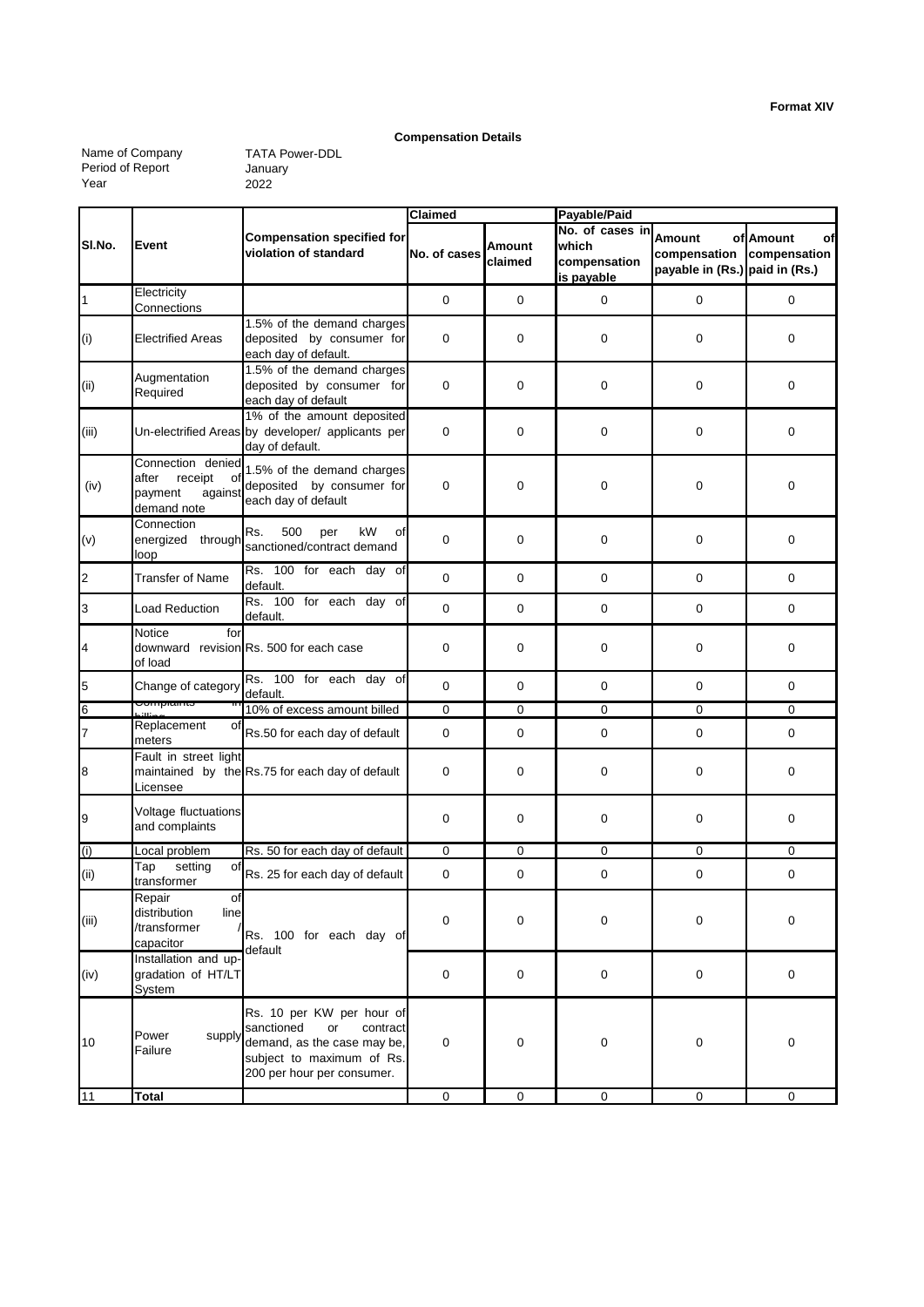**Format XIV**

**Compensation Details**

Name of Company TATA Power-DDL
Period of Report January
Year 2022

| Sl.No. | Event | Compensation specified for violation of standard | Claimed | | Payable/Paid | | |
|---|---|---|---|---|---|---|---|
| | | | No. of cases | Amount claimed | No. of cases in which compensation is payable | Amount of compensation payable in (Rs.) | Amount of compensation paid in (Rs.) |
| 1 | Electricity Connections | | 0 | 0 | 0 | 0 | 0 |
| (i) | Electrified Areas | 1.5% of the demand charges deposited by consumer for each day of default. | 0 | 0 | 0 | 0 | 0 |
| (ii) | Augmentation Required | 1.5% of the demand charges deposited by consumer for each day of default | 0 | 0 | 0 | 0 | 0 |
| (iii) | Un-electrified Areas | 1% of the amount deposited by developer/ applicants per day of default. | 0 | 0 | 0 | 0 | 0 |
| (iv) | Connection denied after receipt of payment against demand note | 1.5% of the demand charges deposited by consumer for each day of default | 0 | 0 | 0 | 0 | 0 |
| (v) | Connection energized through loop | Rs. 500 per kW of sanctioned/contract demand | 0 | 0 | 0 | 0 | 0 |
| 2 | Transfer of Name | Rs. 100 for each day of default. | 0 | 0 | 0 | 0 | 0 |
| 3 | Load Reduction | Rs. 100 for each day of default. | 0 | 0 | 0 | 0 | 0 |
| 4 | Notice for downward revision of load | Rs. 500 for each case | 0 | 0 | 0 | 0 | 0 |
| 5 | Change of category | Rs. 100 for each day of default. | 0 | 0 | 0 | 0 | 0 |
| 6 | Complaints in billing | 10% of excess amount billed | 0 | 0 | 0 | 0 | 0 |
| 7 | Replacement of meters | Rs.50 for each day of default | 0 | 0 | 0 | 0 | 0 |
| 8 | Fault in street light maintained by the Licensee | Rs.75 for each day of default | 0 | 0 | 0 | 0 | 0 |
| 9 | Voltage fluctuations and complaints | | 0 | 0 | 0 | 0 | 0 |
| (i) | Local problem | Rs. 50 for each day of default | 0 | 0 | 0 | 0 | 0 |
| (ii) | Tap setting of transformer | Rs. 25 for each day of default | 0 | 0 | 0 | 0 | 0 |
| (iii) | Repair of distribution line /transformer / capacitor | Rs. 100 for each day of default | 0 | 0 | 0 | 0 | 0 |
| (iv) | Installation and up-gradation of HT/LT System | | 0 | 0 | 0 | 0 | 0 |
| 10 | Power supply Failure | Rs. 10 per KW per hour of sanctioned or contract demand, as the case may be, subject to maximum of Rs. 200 per hour per consumer. | 0 | 0 | 0 | 0 | 0 |
| 11 | **Total** | | 0 | 0 | 0 | 0 | 0 |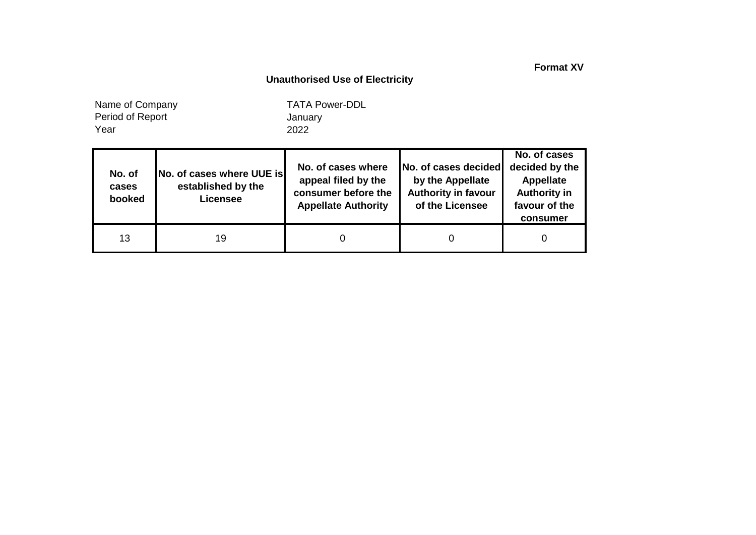**Format XV**

## Unauthorised Use of Electricity

| | |
|---|---|
| Name of Company | TATA Power-DDL |
| Period of Report | January |
| Year | 2022 |

| No. of cases booked | No. of cases where UUE is established by the Licensee | No. of cases where appeal filed by the consumer before the Appellate Authority | No. of cases decided by the Appellate Authority in favour of the Licensee | No. of cases decided by the Appellate Authority in favour of the consumer |
|---|---|---|---|---|
| 13 | 19 | 0 | 0 | 0 |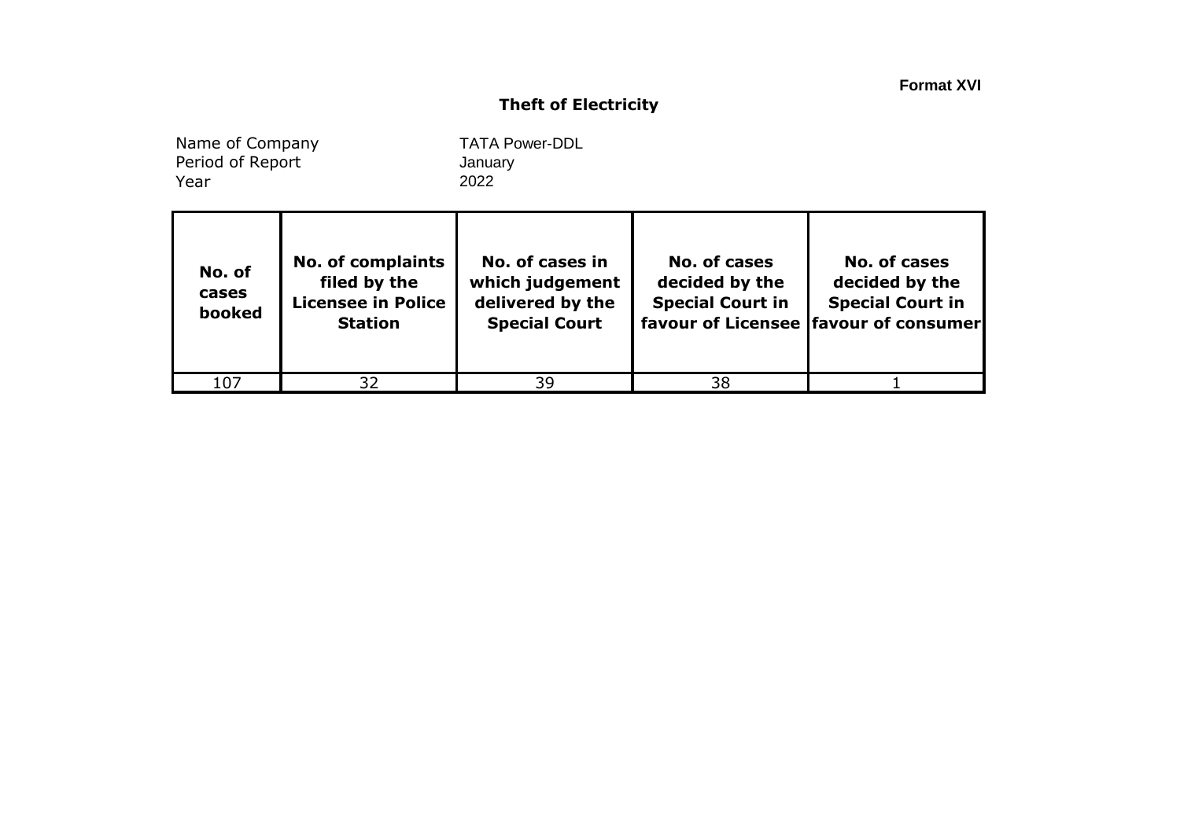Format XVI

# Theft of Electricity

Name of Company TATA Power-DDL
Period of Report January
Year 2022

| No. of cases booked | No. of complaints filed by the Licensee in Police Station | No. of cases in which judgement delivered by the Special Court | No. of cases decided by the Special Court in favour of Licensee | No. of cases decided by the Special Court in favour of consumer |
|---|---|---|---|---|
| 107 | 32 | 39 | 38 | 1 |